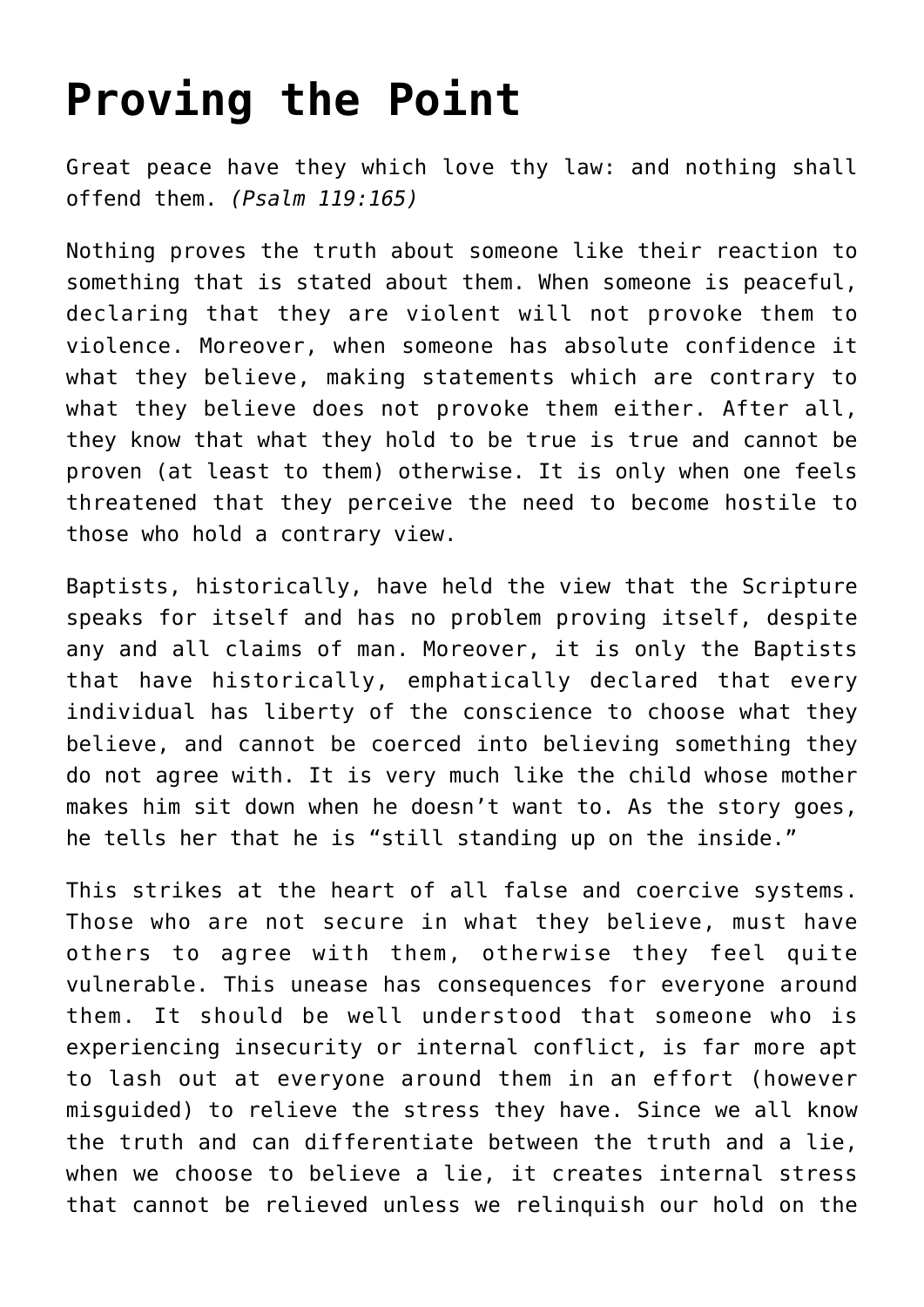# Proving the Point

Great peace have they which love thy law: and nothing shall offend them. *(Psalm 119:165)*

Nothing proves the truth about someone like their reaction to something that is stated about them. When someone is peaceful, declaring that they are violent will not provoke them to violence. Moreover, when someone has absolute confidence it what they believe, making statements which are contrary to what they believe does not provoke them either. After all, they know that what they hold to be true is true and cannot be proven (at least to them) otherwise. It is only when one feels threatened that they perceive the need to become hostile to those who hold a contrary view.

Baptists, historically, have held the view that the Scripture speaks for itself and has no problem proving itself, despite any and all claims of man. Moreover, it is only the Baptists that have historically, emphatically declared that every individual has liberty of the conscience to choose what they believe, and cannot be coerced into believing something they do not agree with. It is very much like the child whose mother makes him sit down when he doesn't want to. As the story goes, he tells her that he is "still standing up on the inside."

This strikes at the heart of all false and coercive systems. Those who are not secure in what they believe, must have others to agree with them, otherwise they feel quite vulnerable. This unease has consequences for everyone around them. It should be well understood that someone who is experiencing insecurity or internal conflict, is far more apt to lash out at everyone around them in an effort (however misguided) to relieve the stress they have. Since we all know the truth and can differentiate between the truth and a lie, when we choose to believe a lie, it creates internal stress that cannot be relieved unless we relinquish our hold on the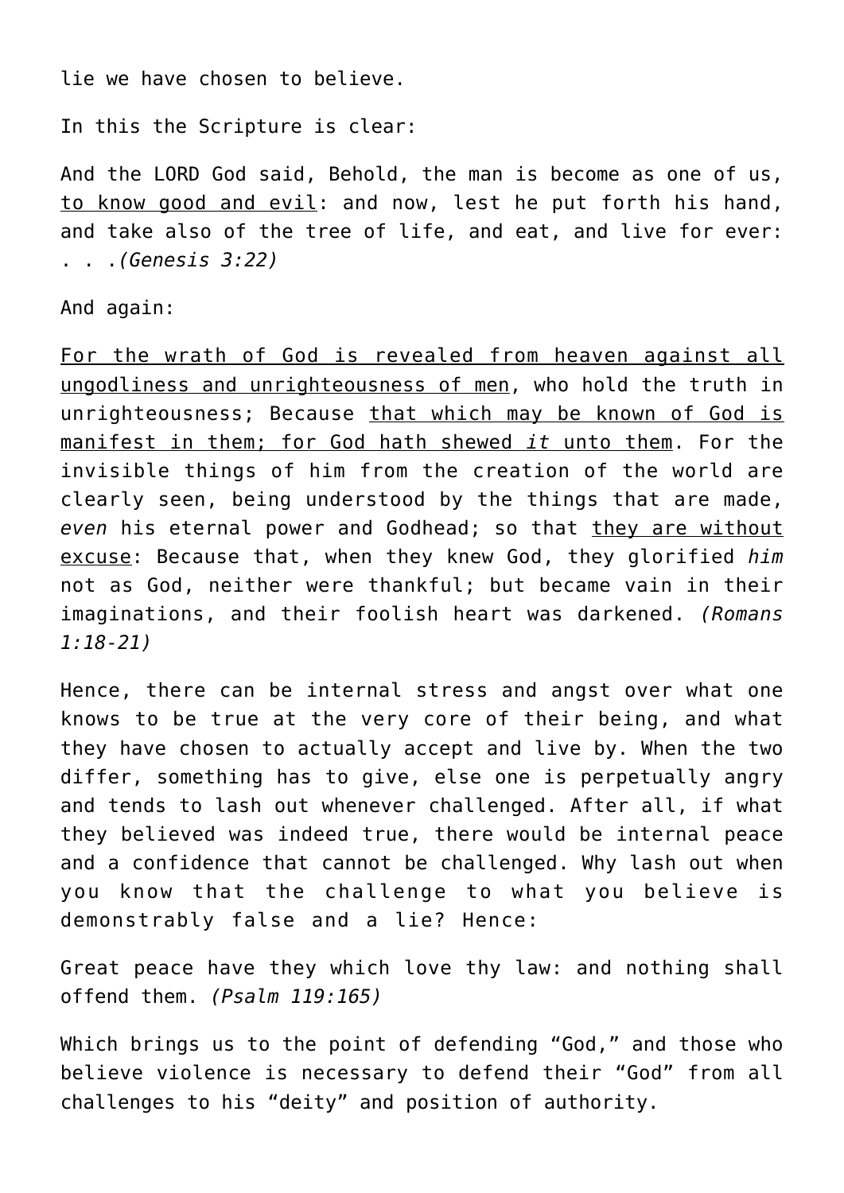lie we have chosen to believe.

In this the Scripture is clear:

And the LORD God said, Behold, the man is become as one of us, <u>to know good and evil</u>: and now, lest he put forth his hand, and take also of the tree of life, and eat, and live for ever: . . .*(Genesis 3:22)*

And again:

<u>For the wrath of God is revealed from heaven against all ungodliness and unrighteousness of men</u>, who hold the truth in unrighteousness; Because <u>that which may be known of God is manifest in them; for God hath shewed *it* unto them</u>. For the invisible things of him from the creation of the world are clearly seen, being understood by the things that are made, *even* his eternal power and Godhead; so that <u>they are without excuse</u>: Because that, when they knew God, they glorified *him* not as God, neither were thankful; but became vain in their imaginations, and their foolish heart was darkened. *(Romans 1:18-21)*

Hence, there can be internal stress and angst over what one knows to be true at the very core of their being, and what they have chosen to actually accept and live by. When the two differ, something has to give, else one is perpetually angry and tends to lash out whenever challenged. After all, if what they believed was indeed true, there would be internal peace and a confidence that cannot be challenged. Why lash out when you know that the challenge to what you believe is demonstrably false and a lie? Hence:

Great peace have they which love thy law: and nothing shall offend them. *(Psalm 119:165)*

Which brings us to the point of defending "God," and those who believe violence is necessary to defend their "God" from all challenges to his "deity" and position of authority.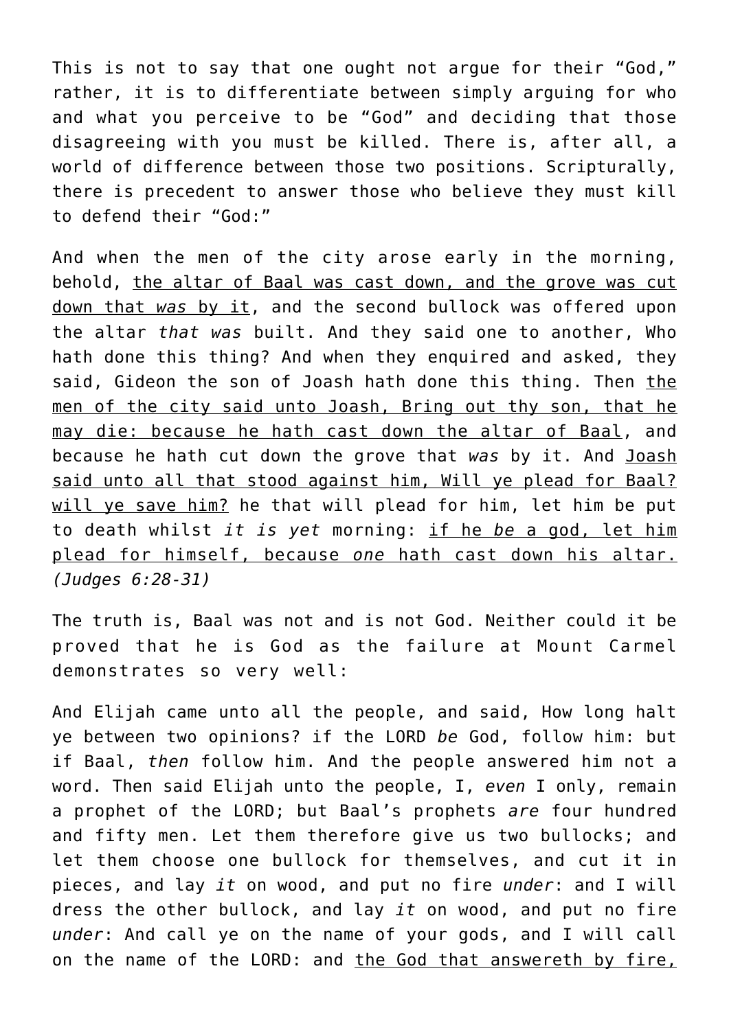This is not to say that one ought not argue for their “God,” rather, it is to differentiate between simply arguing for who and what you perceive to be “God” and deciding that those disagreeing with you must be killed. There is, after all, a world of difference between those two positions. Scripturally, there is precedent to answer those who believe they must kill to defend their “God:”

And when the men of the city arose early in the morning, behold, <u>the altar of Baal was cast down, and the grove was cut down that *was* by it</u>, and the second bullock was offered upon the altar *that was* built. And they said one to another, Who hath done this thing? And when they enquired and asked, they said, Gideon the son of Joash hath done this thing. Then <u>the men of the city said unto Joash, Bring out thy son, that he may die: because he hath cast down the altar of Baal</u>, and because he hath cut down the grove that *was* by it. And <u>Joash said unto all that stood against him, Will ye plead for Baal? will ye save him?</u> he that will plead for him, let him be put to death whilst *it is yet* morning: <u>if he *be* a god, let him plead for himself, because *one* hath cast down his altar.</u> *(Judges 6:28-31)*

The truth is, Baal was not and is not God. Neither could it be proved that he is God as the failure at Mount Carmel demonstrates so very well:

And Elijah came unto all the people, and said, How long halt ye between two opinions? if the LORD *be* God, follow him: but if Baal, *then* follow him. And the people answered him not a word. Then said Elijah unto the people, I, *even* I only, remain a prophet of the LORD; but Baal’s prophets *are* four hundred and fifty men. Let them therefore give us two bullocks; and let them choose one bullock for themselves, and cut it in pieces, and lay *it* on wood, and put no fire *under*: and I will dress the other bullock, and lay *it* on wood, and put no fire *under*: And call ye on the name of your gods, and I will call on the name of the LORD: and <u>the God that answereth by fire,</u>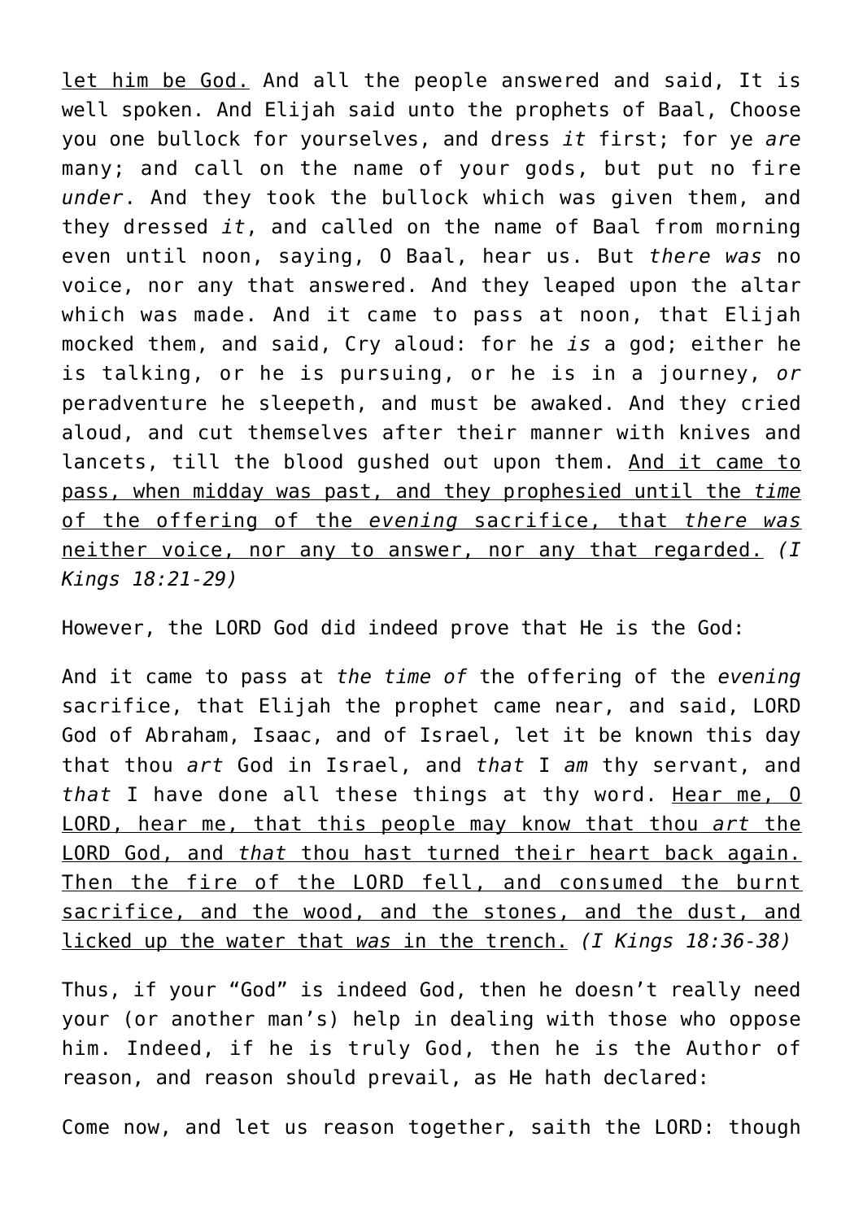<u>let him be God.</u> And all the people answered and said, It is well spoken. And Elijah said unto the prophets of Baal, Choose you one bullock for yourselves, and dress *it* first; for ye *are* many; and call on the name of your gods, but put no fire *under*. And they took the bullock which was given them, and they dressed *it*, and called on the name of Baal from morning even until noon, saying, O Baal, hear us. But *there was* no voice, nor any that answered. And they leaped upon the altar which was made. And it came to pass at noon, that Elijah mocked them, and said, Cry aloud: for he *is* a god; either he is talking, or he is pursuing, or he is in a journey, *or* peradventure he sleepeth, and must be awaked. And they cried aloud, and cut themselves after their manner with knives and lancets, till the blood gushed out upon them. <u>And it came to pass, when midday was past, and they prophesied until the *time* of the offering of the *evening* sacrifice, that *there was* neither voice, nor any to answer, nor any that regarded.</u> *(I Kings 18:21-29)*

However, the LORD God did indeed prove that He is the God:

And it came to pass at *the time of* the offering of the *evening* sacrifice, that Elijah the prophet came near, and said, LORD God of Abraham, Isaac, and of Israel, let it be known this day that thou *art* God in Israel, and *that* I *am* thy servant, and *that* I have done all these things at thy word. <u>Hear me, O LORD, hear me, that this people may know that thou *art* the LORD God, and *that* thou hast turned their heart back again. Then the fire of the LORD fell, and consumed the burnt sacrifice, and the wood, and the stones, and the dust, and licked up the water that *was* in the trench.</u> *(I Kings 18:36-38)*

Thus, if your "God" is indeed God, then he doesn't really need your (or another man's) help in dealing with those who oppose him. Indeed, if he is truly God, then he is the Author of reason, and reason should prevail, as He hath declared:

Come now, and let us reason together, saith the LORD: though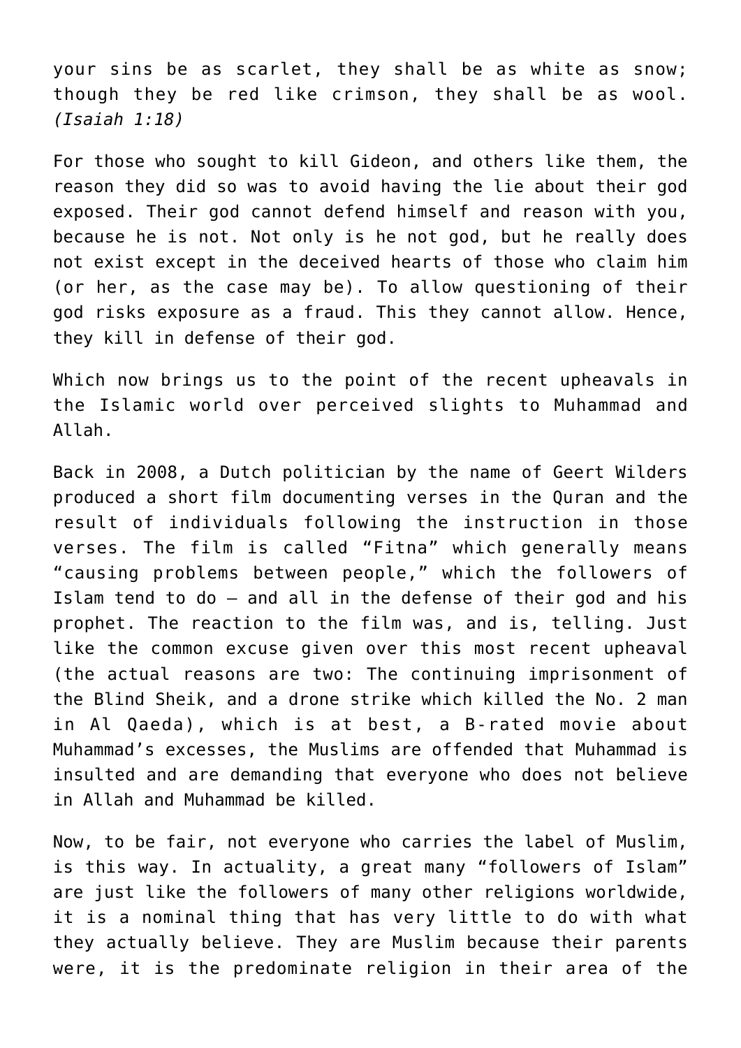your sins be as scarlet, they shall be as white as snow; though they be red like crimson, they shall be as wool. *(Isaiah 1:18)*

For those who sought to kill Gideon, and others like them, the reason they did so was to avoid having the lie about their god exposed. Their god cannot defend himself and reason with you, because he is not. Not only is he not god, but he really does not exist except in the deceived hearts of those who claim him (or her, as the case may be). To allow questioning of their god risks exposure as a fraud. This they cannot allow. Hence, they kill in defense of their god.

Which now brings us to the point of the recent upheavals in the Islamic world over perceived slights to Muhammad and Allah.

Back in 2008, a Dutch politician by the name of Geert Wilders produced a short film documenting verses in the Quran and the result of individuals following the instruction in those verses. The film is called "Fitna" which generally means "causing problems between people," which the followers of Islam tend to do – and all in the defense of their god and his prophet. The reaction to the film was, and is, telling. Just like the common excuse given over this most recent upheaval (the actual reasons are two: The continuing imprisonment of the Blind Sheik, and a drone strike which killed the No. 2 man in Al Qaeda), which is at best, a B-rated movie about Muhammad's excesses, the Muslims are offended that Muhammad is insulted and are demanding that everyone who does not believe in Allah and Muhammad be killed.

Now, to be fair, not everyone who carries the label of Muslim, is this way. In actuality, a great many "followers of Islam" are just like the followers of many other religions worldwide, it is a nominal thing that has very little to do with what they actually believe. They are Muslim because their parents were, it is the predominate religion in their area of the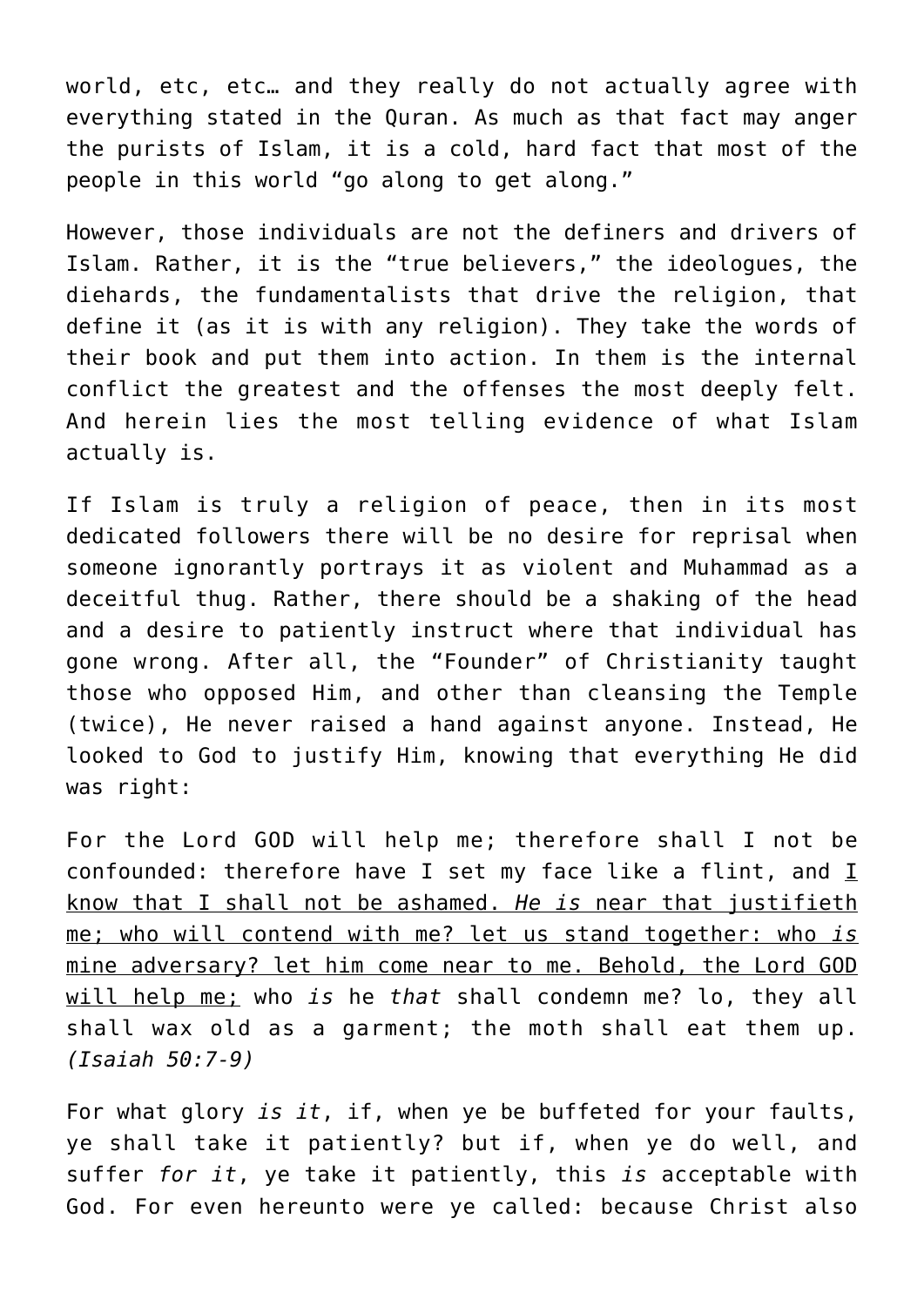world, etc, etc… and they really do not actually agree with everything stated in the Quran. As much as that fact may anger the purists of Islam, it is a cold, hard fact that most of the people in this world "go along to get along."

However, those individuals are not the definers and drivers of Islam. Rather, it is the "true believers," the ideologues, the diehards, the fundamentalists that drive the religion, that define it (as it is with any religion). They take the words of their book and put them into action. In them is the internal conflict the greatest and the offenses the most deeply felt. And herein lies the most telling evidence of what Islam actually is.

If Islam is truly a religion of peace, then in its most dedicated followers there will be no desire for reprisal when someone ignorantly portrays it as violent and Muhammad as a deceitful thug. Rather, there should be a shaking of the head and a desire to patiently instruct where that individual has gone wrong. After all, the "Founder" of Christianity taught those who opposed Him, and other than cleansing the Temple (twice), He never raised a hand against anyone. Instead, He looked to God to justify Him, knowing that everything He did was right:

For the Lord GOD will help me; therefore shall I not be confounded: therefore have I set my face like a flint, and <u>I know that I shall not be ashamed. *He is* near that justifieth me; who will contend with me? let us stand together: who *is* mine adversary? let him come near to me. Behold, the Lord GOD will help me;</u> who *is* he *that* shall condemn me? lo, they all shall wax old as a garment; the moth shall eat them up. *(Isaiah 50:7-9)*

For what glory *is it*, if, when ye be buffeted for your faults, ye shall take it patiently? but if, when ye do well, and suffer *for it*, ye take it patiently, this *is* acceptable with God. For even hereunto were ye called: because Christ also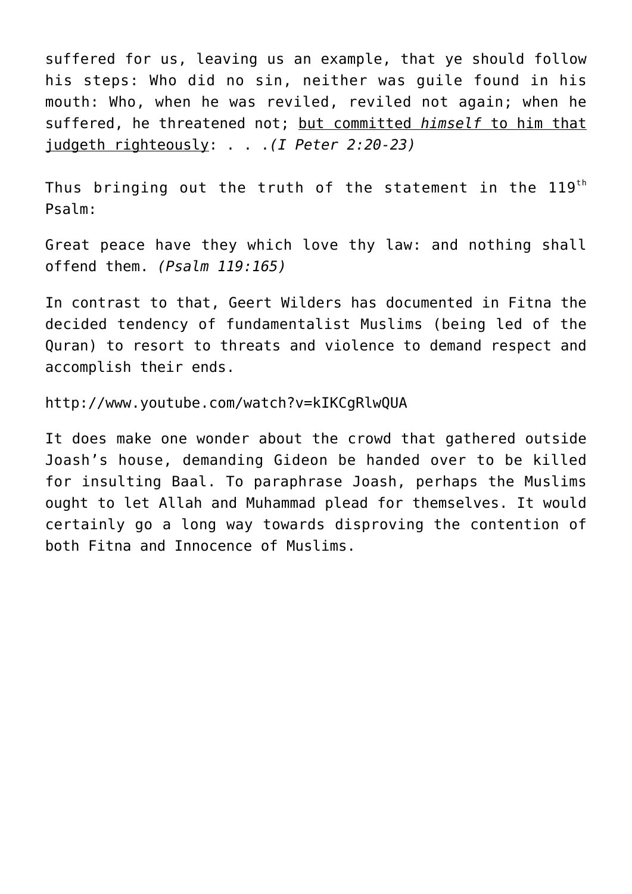suffered for us, leaving us an example, that ye should follow his steps: Who did no sin, neither was guile found in his mouth: Who, when he was reviled, reviled not again; when he suffered, he threatened not; <u>but committed *himself* to him that judgeth righteously</u>: . . .*(I Peter 2:20-23)*

Thus bringing out the truth of the statement in the 119th Psalm:

Great peace have they which love thy law: and nothing shall offend them. *(Psalm 119:165)*

In contrast to that, Geert Wilders has documented in Fitna the decided tendency of fundamentalist Muslims (being led of the Quran) to resort to threats and violence to demand respect and accomplish their ends.

http://www.youtube.com/watch?v=kIKCgRlwQUA

It does make one wonder about the crowd that gathered outside Joash's house, demanding Gideon be handed over to be killed for insulting Baal. To paraphrase Joash, perhaps the Muslims ought to let Allah and Muhammad plead for themselves. It would certainly go a long way towards disproving the contention of both Fitna and Innocence of Muslims.